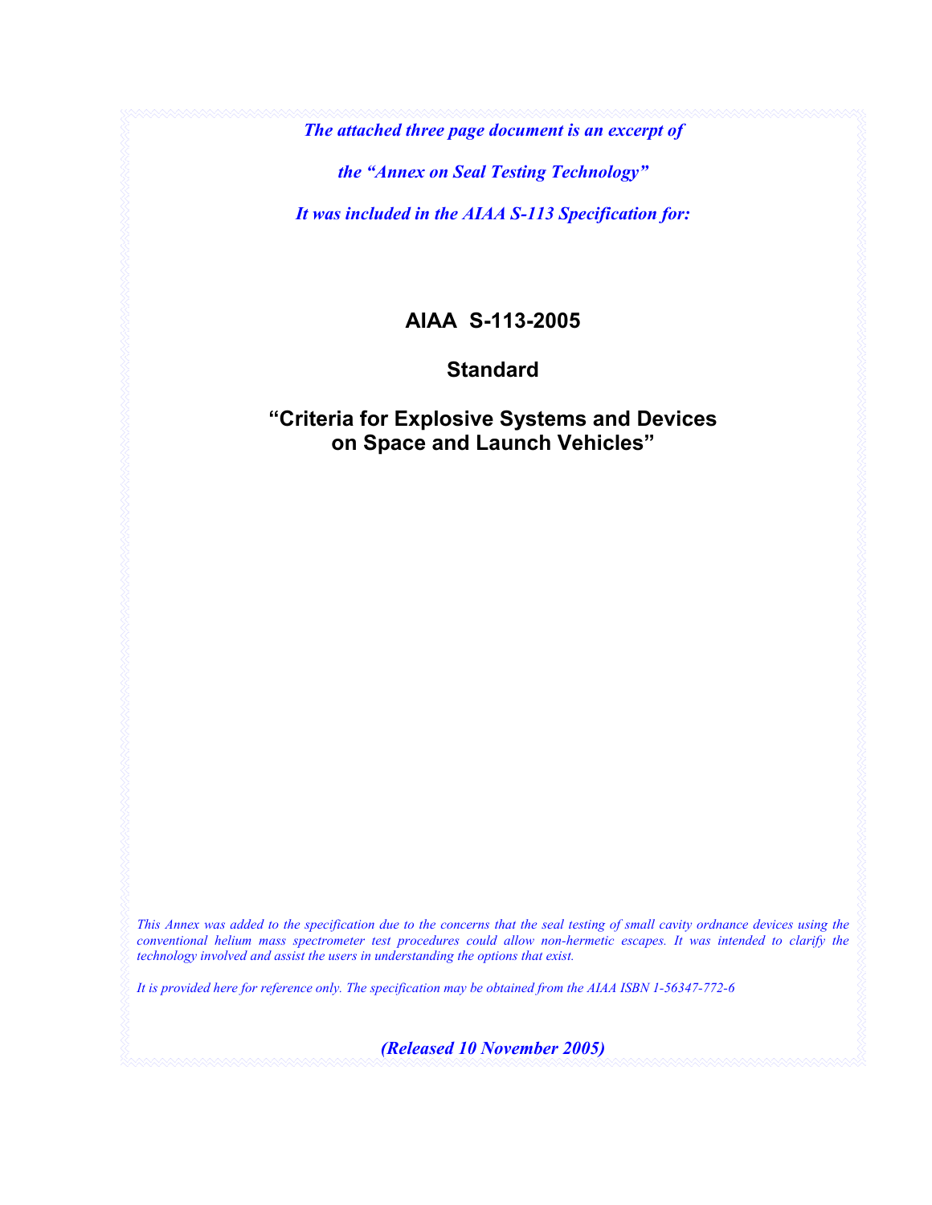*The attached three page document is an excerpt of*

*the "Annex on Seal Testing Technology"*

*It was included in the AIAA S-113 Specification for:*

# AIAA S-113-2005

## Standard

## "Criteria for Explosive Systems and Devices on Space and Launch Vehicles"

*This Annex was added to the specification due to the concerns that the seal testing of small cavity ordnance devices using the conventional helium mass spectrometer test procedures could allow non-hermetic escapes. It was intended to clarify the technology involved and assist the users in understanding the options that exist.*

*It is provided here for reference only. The specification may be obtained from the AIAA ISBN 1-56347-772-6*

***(Released 10 November 2005)***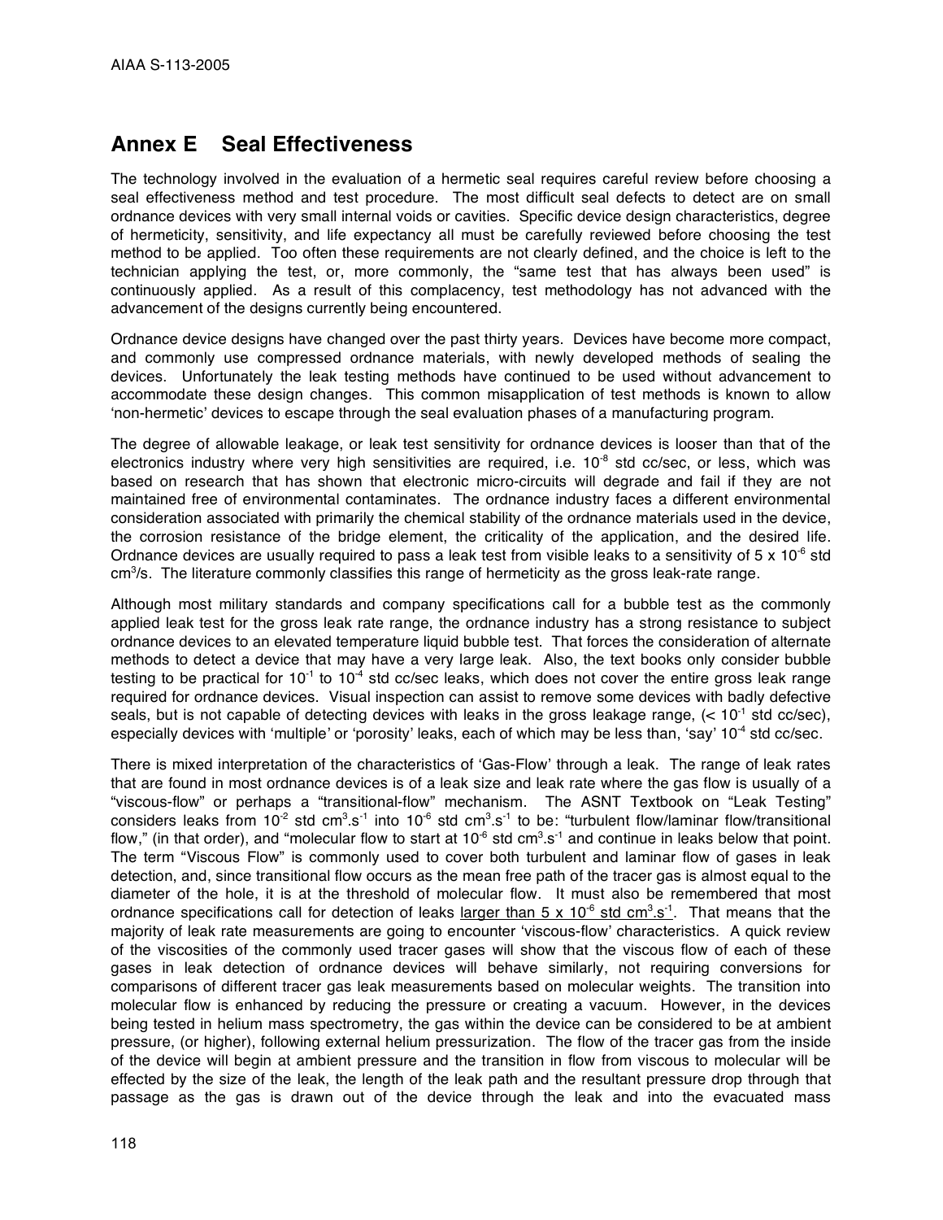## Annex E Seal Effectiveness

The technology involved in the evaluation of a hermetic seal requires careful review before choosing a seal effectiveness method and test procedure. The most difficult seal defects to detect are on small ordnance devices with very small internal voids or cavities. Specific device design characteristics, degree of hermeticity, sensitivity, and life expectancy all must be carefully reviewed before choosing the test method to be applied. Too often these requirements are not clearly defined, and the choice is left to the technician applying the test, or, more commonly, the "same test that has always been used" is continuously applied. As a result of this complacency, test methodology has not advanced with the advancement of the designs currently being encountered.

Ordnance device designs have changed over the past thirty years. Devices have become more compact, and commonly use compressed ordnance materials, with newly developed methods of sealing the devices. Unfortunately the leak testing methods have continued to be used without advancement to accommodate these design changes. This common misapplication of test methods is known to allow 'non-hermetic' devices to escape through the seal evaluation phases of a manufacturing program.

The degree of allowable leakage, or leak test sensitivity for ordnance devices is looser than that of the electronics industry where very high sensitivities are required, i.e. $10^{-8}$ std cc/sec, or less, which was based on research that has shown that electronic micro-circuits will degrade and fail if they are not maintained free of environmental contaminates. The ordnance industry faces a different environmental consideration associated with primarily the chemical stability of the ordnance materials used in the device, the corrosion resistance of the bridge element, the criticality of the application, and the desired life. Ordnance devices are usually required to pass a leak test from visible leaks to a sensitivity of $5 \times 10^{-6}$ std $cm^3/s$. The literature commonly classifies this range of hermeticity as the gross leak-rate range.

Although most military standards and company specifications call for a bubble test as the commonly applied leak test for the gross leak rate range, the ordnance industry has a strong resistance to subject ordnance devices to an elevated temperature liquid bubble test. That forces the consideration of alternate methods to detect a device that may have a very large leak. Also, the text books only consider bubble testing to be practical for $10^{-1}$ to $10^{-4}$ std cc/sec leaks, which does not cover the entire gross leak range required for ordnance devices. Visual inspection can assist to remove some devices with badly defective seals, but is not capable of detecting devices with leaks in the gross leakage range, ($< 10^{-1}$ std cc/sec), especially devices with 'multiple' or 'porosity' leaks, each of which may be less than, 'say' $10^{-4}$ std cc/sec.

There is mixed interpretation of the characteristics of 'Gas-Flow' through a leak. The range of leak rates that are found in most ordnance devices is of a leak size and leak rate where the gas flow is usually of a "viscous-flow" or perhaps a "transitional-flow" mechanism. The ASNT Textbook on "Leak Testing" considers leaks from $10^{-2}$ std $cm^3.s^{-1}$ into $10^{-6}$ std $cm^3.s^{-1}$ to be: "turbulent flow/laminar flow/transitional flow," (in that order), and "molecular flow to start at $10^{-6}$ std $cm^3.s^{-1}$ and continue in leaks below that point. The term "Viscous Flow" is commonly used to cover both turbulent and laminar flow of gases in leak detection, and, since transitional flow occurs as the mean free path of the tracer gas is almost equal to the diameter of the hole, it is at the threshold of molecular flow. It must also be remembered that most ordnance specifications call for detection of leaks <u>larger than $5 \times 10^{-6}$ std $cm^3.s^{-1}$</u>. That means that the majority of leak rate measurements are going to encounter 'viscous-flow' characteristics. A quick review of the viscosities of the commonly used tracer gases will show that the viscous flow of each of these gases in leak detection of ordnance devices will behave similarly, not requiring conversions for comparisons of different tracer gas leak measurements based on molecular weights. The transition into molecular flow is enhanced by reducing the pressure or creating a vacuum. However, in the devices being tested in helium mass spectrometry, the gas within the device can be considered to be at ambient pressure, (or higher), following external helium pressurization. The flow of the tracer gas from the inside of the device will begin at ambient pressure and the transition in flow from viscous to molecular will be effected by the size of the leak, the length of the leak path and the resultant pressure drop through that passage as the gas is drawn out of the device through the leak and into the evacuated mass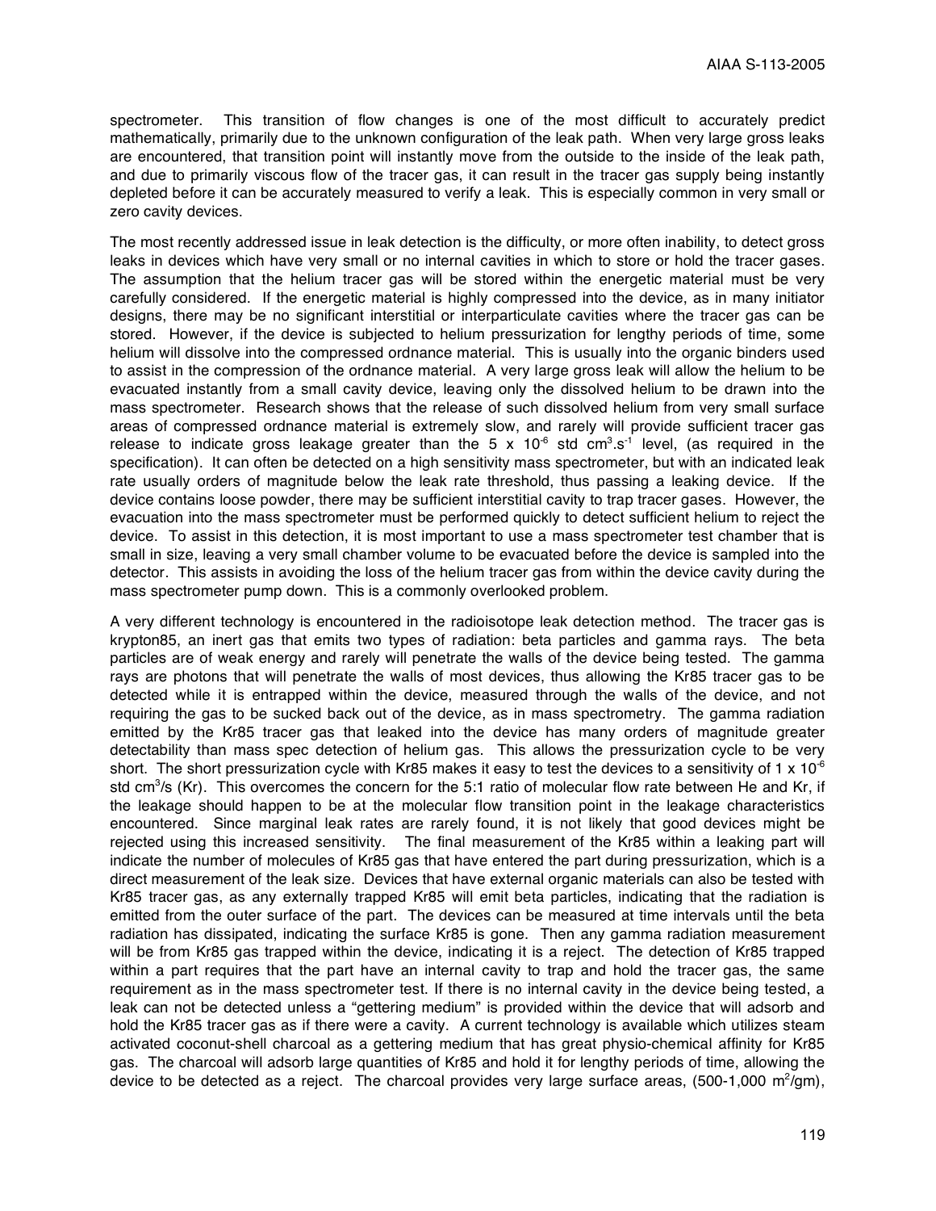spectrometer. This transition of flow changes is one of the most difficult to accurately predict mathematically, primarily due to the unknown configuration of the leak path. When very large gross leaks are encountered, that transition point will instantly move from the outside to the inside of the leak path, and due to primarily viscous flow of the tracer gas, it can result in the tracer gas supply being instantly depleted before it can be accurately measured to verify a leak. This is especially common in very small or zero cavity devices.

The most recently addressed issue in leak detection is the difficulty, or more often inability, to detect gross leaks in devices which have very small or no internal cavities in which to store or hold the tracer gases. The assumption that the helium tracer gas will be stored within the energetic material must be very carefully considered. If the energetic material is highly compressed into the device, as in many initiator designs, there may be no significant interstitial or interparticulate cavities where the tracer gas can be stored. However, if the device is subjected to helium pressurization for lengthy periods of time, some helium will dissolve into the compressed ordnance material. This is usually into the organic binders used to assist in the compression of the ordnance material. A very large gross leak will allow the helium to be evacuated instantly from a small cavity device, leaving only the dissolved helium to be drawn into the mass spectrometer. Research shows that the release of such dissolved helium from very small surface areas of compressed ordnance material is extremely slow, and rarely will provide sufficient tracer gas release to indicate gross leakage greater than the $5 \times 10^{-6}$ std $cm^3.s^{-1}$ level, (as required in the specification). It can often be detected on a high sensitivity mass spectrometer, but with an indicated leak rate usually orders of magnitude below the leak rate threshold, thus passing a leaking device. If the device contains loose powder, there may be sufficient interstitial cavity to trap tracer gases. However, the evacuation into the mass spectrometer must be performed quickly to detect sufficient helium to reject the device. To assist in this detection, it is most important to use a mass spectrometer test chamber that is small in size, leaving a very small chamber volume to be evacuated before the device is sampled into the detector. This assists in avoiding the loss of the helium tracer gas from within the device cavity during the mass spectrometer pump down. This is a commonly overlooked problem.

A very different technology is encountered in the radioisotope leak detection method. The tracer gas is krypton85, an inert gas that emits two types of radiation: beta particles and gamma rays. The beta particles are of weak energy and rarely will penetrate the walls of the device being tested. The gamma rays are photons that will penetrate the walls of most devices, thus allowing the Kr85 tracer gas to be detected while it is entrapped within the device, measured through the walls of the device, and not requiring the gas to be sucked back out of the device, as in mass spectrometry. The gamma radiation emitted by the Kr85 tracer gas that leaked into the device has many orders of magnitude greater detectability than mass spec detection of helium gas. This allows the pressurization cycle to be very short. The short pressurization cycle with Kr85 makes it easy to test the devices to a sensitivity of $1 \times 10^{-6}$ std $cm^3/s$ (Kr). This overcomes the concern for the 5:1 ratio of molecular flow rate between He and Kr, if the leakage should happen to be at the molecular flow transition point in the leakage characteristics encountered. Since marginal leak rates are rarely found, it is not likely that good devices might be rejected using this increased sensitivity. The final measurement of the Kr85 within a leaking part will indicate the number of molecules of Kr85 gas that have entered the part during pressurization, which is a direct measurement of the leak size. Devices that have external organic materials can also be tested with Kr85 tracer gas, as any externally trapped Kr85 will emit beta particles, indicating that the radiation is emitted from the outer surface of the part. The devices can be measured at time intervals until the beta radiation has dissipated, indicating the surface Kr85 is gone. Then any gamma radiation measurement will be from Kr85 gas trapped within the device, indicating it is a reject. The detection of Kr85 trapped within a part requires that the part have an internal cavity to trap and hold the tracer gas, the same requirement as in the mass spectrometer test. If there is no internal cavity in the device being tested, a leak can not be detected unless a "gettering medium" is provided within the device that will adsorb and hold the Kr85 tracer gas as if there were a cavity. A current technology is available which utilizes steam activated coconut-shell charcoal as a gettering medium that has great physio-chemical affinity for Kr85 gas. The charcoal will adsorb large quantities of Kr85 and hold it for lengthy periods of time, allowing the device to be detected as a reject. The charcoal provides very large surface areas, (500-1,000 $m^2/gm$),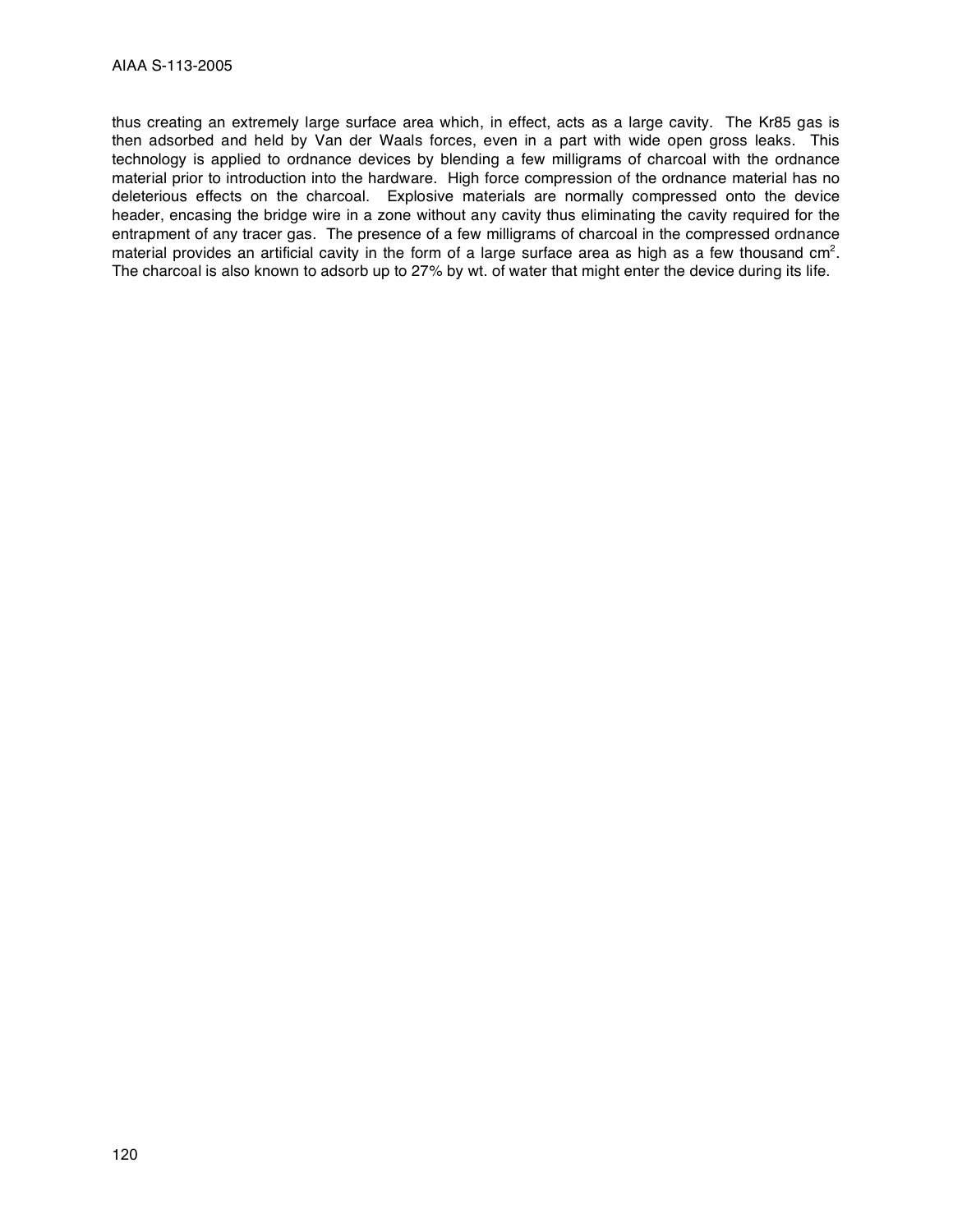thus creating an extremely large surface area which, in effect, acts as a large cavity. The Kr85 gas is then adsorbed and held by Van der Waals forces, even in a part with wide open gross leaks. This technology is applied to ordnance devices by blending a few milligrams of charcoal with the ordnance material prior to introduction into the hardware. High force compression of the ordnance material has no deleterious effects on the charcoal. Explosive materials are normally compressed onto the device header, encasing the bridge wire in a zone without any cavity thus eliminating the cavity required for the entrapment of any tracer gas. The presence of a few milligrams of charcoal in the compressed ordnance material provides an artificial cavity in the form of a large surface area as high as a few thousand $cm^2$. The charcoal is also known to adsorb up to 27% by wt. of water that might enter the device during its life.